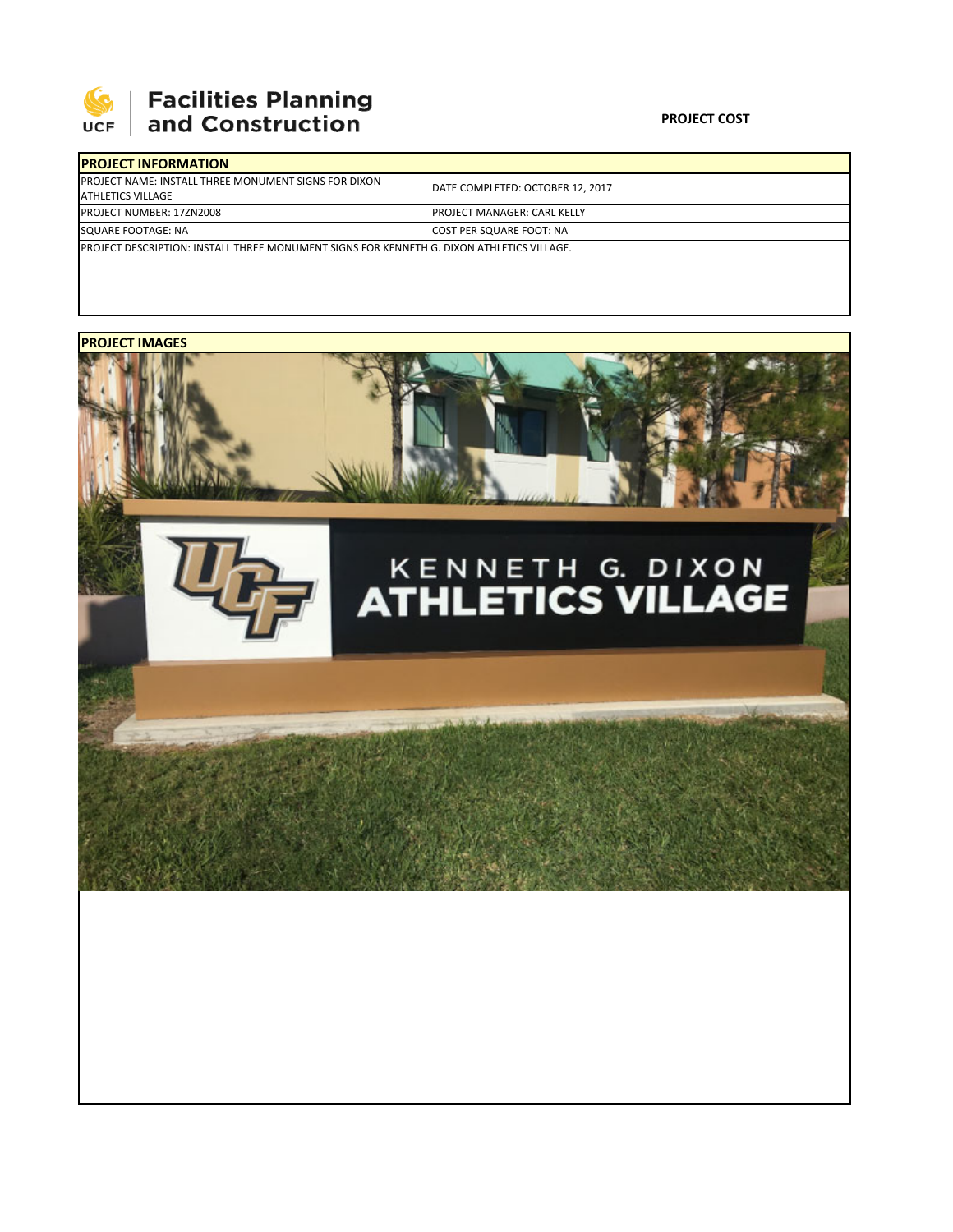# Facilities Planning and Construction

**PROJECT COST**

| PROJECT INFORMATION | |
|---|---|
| PROJECT NAME: INSTALL THREE MONUMENT SIGNS FOR DIXON ATHLETICS VILLAGE | DATE COMPLETED: OCTOBER 12, 2017 |
| PROJECT NUMBER: 17ZN2008 | PROJECT MANAGER: CARL KELLY |
| SQUARE FOOTAGE: NA | COST PER SQUARE FOOT: NA |
| PROJECT DESCRIPTION: INSTALL THREE MONUMENT SIGNS FOR KENNETH G. DIXON ATHLETICS VILLAGE. | |

**PROJECT IMAGES**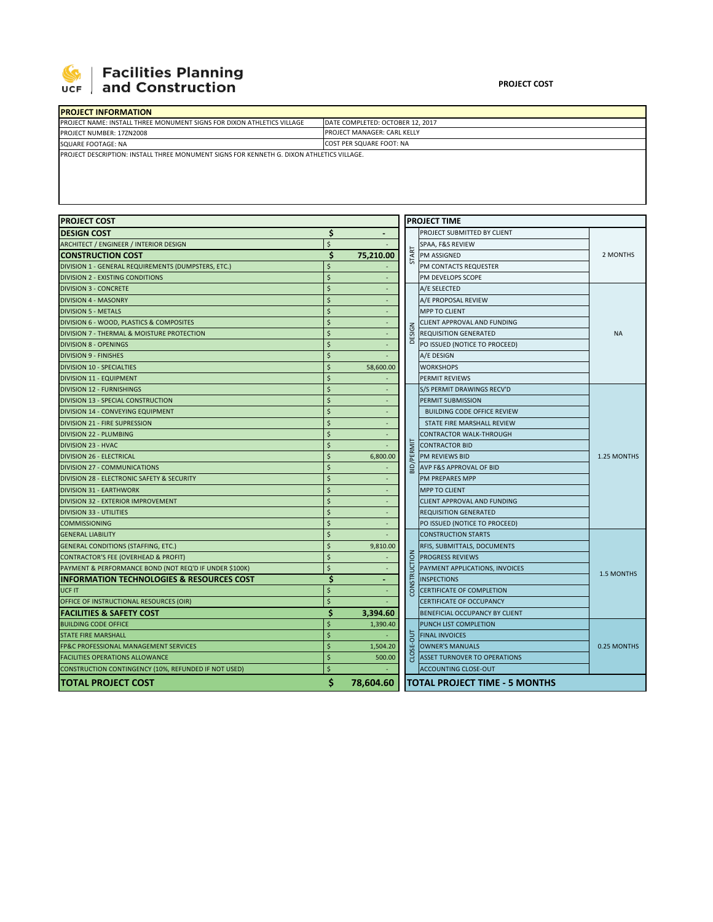**Facilities Planning and Construction**

**PROJECT COST**

| **PROJECT INFORMATION** | |
|---|---|
| PROJECT NAME: INSTALL THREE MONUMENT SIGNS FOR DIXON ATHLETICS VILLAGE | DATE COMPLETED: OCTOBER 12, 2017 |
| PROJECT NUMBER: 17ZN2008 | PROJECT MANAGER: CARL KELLY |
| SQUARE FOOTAGE: NA | COST PER SQUARE FOOT: NA |
| PROJECT DESCRIPTION: INSTALL THREE MONUMENT SIGNS FOR KENNETH G. DIXON ATHLETICS VILLAGE. | |

| **PROJECT COST** | |
|---|---|
| **DESIGN COST** | **$ -** |
| ARCHITECT / ENGINEER / INTERIOR DESIGN | $ - |
| **CONSTRUCTION COST** | **$ 75,210.00** |
| DIVISION 1 - GENERAL REQUIREMENTS (DUMPSTERS, ETC.) | $ - |
| DIVISION 2 - EXISTING CONDITIONS | $ - |
| DIVISION 3 - CONCRETE | $ - |
| DIVISION 4 - MASONRY | $ - |
| DIVISION 5 - METALS | $ - |
| DIVISION 6 - WOOD, PLASTICS & COMPOSITES | $ - |
| DIVISION 7 - THERMAL & MOISTURE PROTECTION | $ - |
| DIVISION 8 - OPENINGS | $ - |
| DIVISION 9 - FINISHES | $ - |
| DIVISION 10 - SPECIALTIES | $ 58,600.00 |
| DIVISION 11 - EQUIPMENT | $ - |
| DIVISION 12 - FURNISHINGS | $ - |
| DIVISION 13 - SPECIAL CONSTRUCTION | $ - |
| DIVISION 14 - CONVEYING EQUIPMENT | $ - |
| DIVISION 21 - FIRE SUPRESSION | $ - |
| DIVISION 22 - PLUMBING | $ - |
| DIVISION 23 - HVAC | $ - |
| DIVISION 26 - ELECTRICAL | $ 6,800.00 |
| DIVISION 27 - COMMUNICATIONS | $ - |
| DIVISION 28 - ELECTRONIC SAFETY & SECURITY | $ - |
| DIVISION 31 - EARTHWORK | $ - |
| DIVISION 32 - EXTERIOR IMPROVEMENT | $ - |
| DIVISION 33 - UTILITIES | $ - |
| COMMISSIONING | $ - |
| GENERAL LIABILITY | $ - |
| GENERAL CONDITIONS (STAFFING, ETC.) | $ 9,810.00 |
| CONTRACTOR'S FEE (OVERHEAD & PROFIT) | $ - |
| PAYMENT & PERFORMANCE BOND (NOT REQ'D IF UNDER $100K) | $ - |
| **INFORMATION TECHNOLOGIES & RESOURCES COST** | **$ -** |
| UCF IT | $ - |
| OFFICE OF INSTRUCTIONAL RESOURCES (OIR) | $ - |
| **FACILITIES & SAFETY COST** | **$ 3,394.60** |
| BUILDING CODE OFFICE | $ 1,390.40 |
| STATE FIRE MARSHALL | $ - |
| FP&C PROFESSIONAL MANAGEMENT SERVICES | $ 1,504.20 |
| FACILITIES OPERATIONS ALLOWANCE | $ 500.00 |
| CONSTRUCTION CONTINGENCY (10%, REFUNDED IF NOT USED) | $ - |
| **TOTAL PROJECT COST** | **$ 78,604.60** |

| **PROJECT TIME** | | |
|---|---|---|
| START | PROJECT SUBMITTED BY CLIENT | 2 MONTHS |
| | SPAA, F&S REVIEW | |
| | PM ASSIGNED | |
| | PM CONTACTS REQUESTER | |
| | PM DEVELOPS SCOPE | |
| DESIGN | A/E SELECTED | NA |
| | A/E PROPOSAL REVIEW | |
| | MPP TO CLIENT | |
| | CLIENT APPROVAL AND FUNDING | |
| | REQUISITION GENERATED | |
| | PO ISSUED (NOTICE TO PROCEED) | |
| | A/E DESIGN | |
| | WORKSHOPS | |
| | PERMIT REVIEWS | |
| BID/PERMIT | S/S PERMIT DRAWINGS RECV'D | 1.25 MONTHS |
| | PERMIT SUBMISSION | |
| | BUILDING CODE OFFICE REVIEW | |
| | STATE FIRE MARSHALL REVIEW | |
| | CONTRACTOR WALK-THROUGH | |
| | CONTRACTOR BID | |
| | PM REVIEWS BID | |
| | AVP F&S APPROVAL OF BID | |
| | PM PREPARES MPP | |
| | MPP TO CLIENT | |
| | CLIENT APPROVAL AND FUNDING | |
| | REQUISITION GENERATED | |
| | PO ISSUED (NOTICE TO PROCEED) | |
| CONSTRUCTION | CONSTRUCTION STARTS | 1.5 MONTHS |
| | RFIS, SUBMITTALS, DOCUMENTS | |
| | PROGRESS REVIEWS | |
| | PAYMENT APPLICATIONS, INVOICES | |
| | INSPECTIONS | |
| | CERTIFICATE OF COMPLETION | |
| | CERTIFICATE OF OCCUPANCY | |
| | BENEFICIAL OCCUPANCY BY CLIENT | |
| CLOSE-OUT | PUNCH LIST COMPLETION | 0.25 MONTHS |
| | FINAL INVOICES | |
| | OWNER'S MANUALS | |
| | ASSET TURNOVER TO OPERATIONS | |
| | ACCOUNTING CLOSE-OUT | |
| **TOTAL PROJECT TIME - 5 MONTHS** | | |